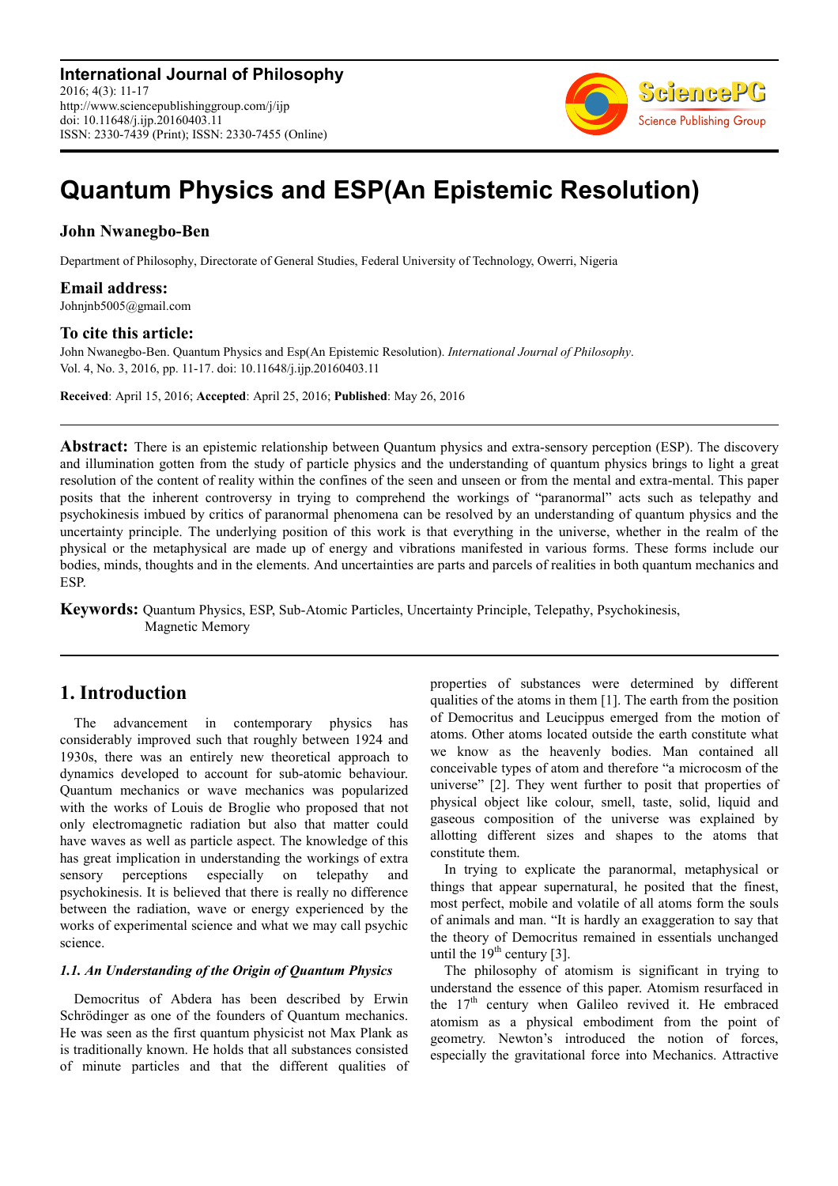**International Journal of Philosophy**
2016; 4(3): 11-17
http://www.sciencepublishinggroup.com/j/ijp
doi: 10.11648/j.ijp.20160403.11
ISSN: 2330-7439 (Print); ISSN: 2330-7455 (Online)

# Quantum Physics and ESP(An Epistemic Resolution)

**John Nwanegbo-Ben**

Department of Philosophy, Directorate of General Studies, Federal University of Technology, Owerri, Nigeria

**Email address:**
Johnjnb5005@gmail.com

**To cite this article:**
John Nwanegbo-Ben. Quantum Physics and Esp(An Epistemic Resolution). *International Journal of Philosophy*. Vol. 4, No. 3, 2016, pp. 11-17. doi: 10.11648/j.ijp.20160403.11

**Received**: April 15, 2016; **Accepted**: April 25, 2016; **Published**: May 26, 2016

---

**Abstract:** There is an epistemic relationship between Quantum physics and extra-sensory perception (ESP). The discovery and illumination gotten from the study of particle physics and the understanding of quantum physics brings to light a great resolution of the content of reality within the confines of the seen and unseen or from the mental and extra-mental. This paper posits that the inherent controversy in trying to comprehend the workings of "paranormal" acts such as telepathy and psychokinesis imbued by critics of paranormal phenomena can be resolved by an understanding of quantum physics and the uncertainty principle. The underlying position of this work is that everything in the universe, whether in the realm of the physical or the metaphysical are made up of energy and vibrations manifested in various forms. These forms include our bodies, minds, thoughts and in the elements. And uncertainties are parts and parcels of realities in both quantum mechanics and ESP.

**Keywords:** Quantum Physics, ESP, Sub-Atomic Particles, Uncertainty Principle, Telepathy, Psychokinesis, Magnetic Memory

---

## 1. Introduction

The advancement in contemporary physics has considerably improved such that roughly between 1924 and 1930s, there was an entirely new theoretical approach to dynamics developed to account for sub-atomic behaviour. Quantum mechanics or wave mechanics was popularized with the works of Louis de Broglie who proposed that not only electromagnetic radiation but also that matter could have waves as well as particle aspect. The knowledge of this has great implication in understanding the workings of extra sensory perceptions especially on telepathy and psychokinesis. It is believed that there is really no difference between the radiation, wave or energy experienced by the works of experimental science and what we may call psychic science.

### *1.1. An Understanding of the Origin of Quantum Physics*

Democritus of Abdera has been described by Erwin Schrödinger as one of the founders of Quantum mechanics. He was seen as the first quantum physicist not Max Plank as is traditionally known. He holds that all substances consisted of minute particles and that the different qualities of properties of substances were determined by different qualities of the atoms in them [1]. The earth from the position of Democritus and Leucippus emerged from the motion of atoms. Other atoms located outside the earth constitute what we know as the heavenly bodies. Man contained all conceivable types of atom and therefore "a microcosm of the universe" [2]. They went further to posit that properties of physical object like colour, smell, taste, solid, liquid and gaseous composition of the universe was explained by allotting different sizes and shapes to the atoms that constitute them.

In trying to explicate the paranormal, metaphysical or things that appear supernatural, he posited that the finest, most perfect, mobile and volatile of all atoms form the souls of animals and man. "It is hardly an exaggeration to say that the theory of Democritus remained in essentials unchanged until the 19th century [3].

The philosophy of atomism is significant in trying to understand the essence of this paper. Atomism resurfaced in the 17th century when Galileo revived it. He embraced atomism as a physical embodiment from the point of geometry. Newton's introduced the notion of forces, especially the gravitational force into Mechanics. Attractive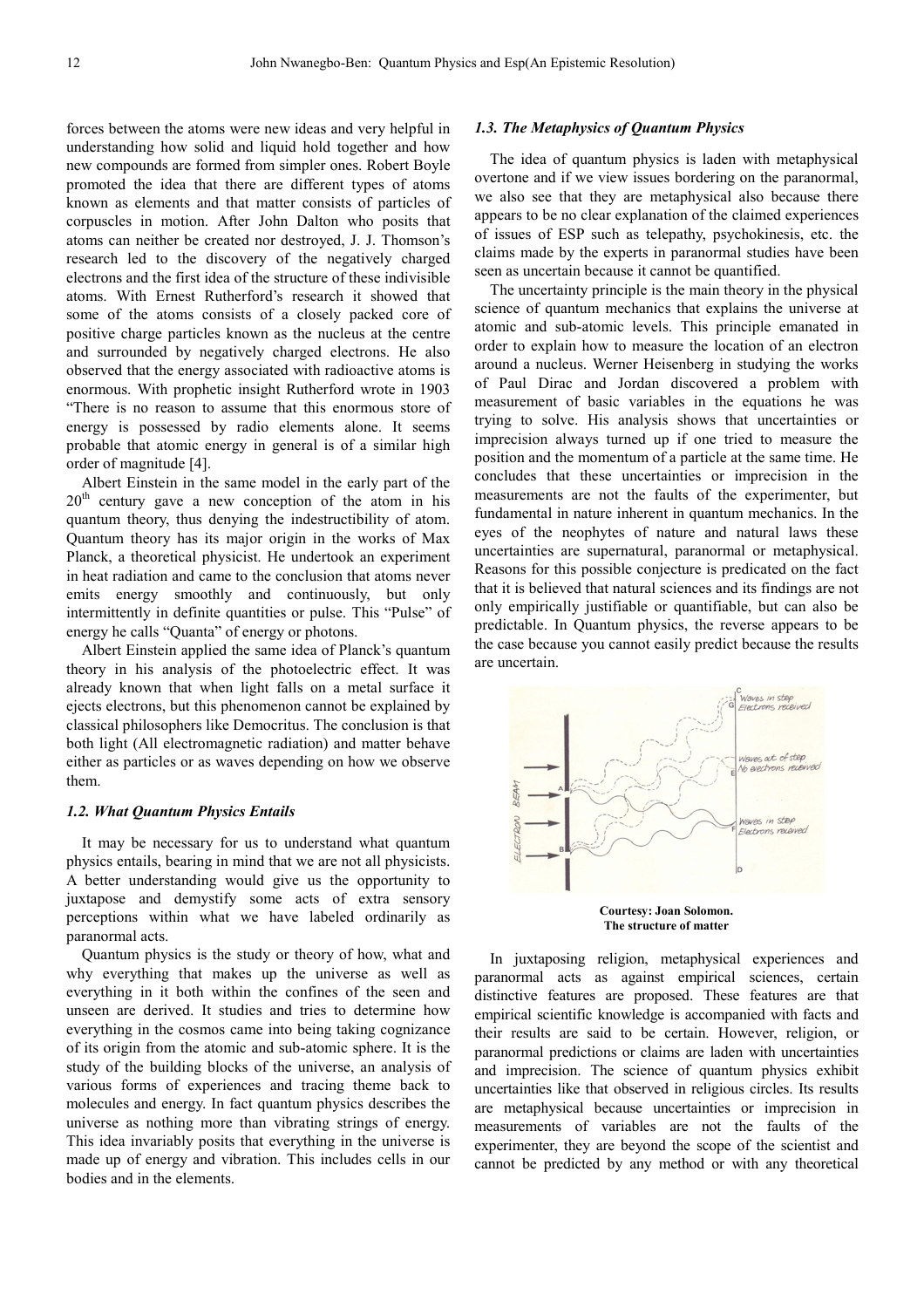forces between the atoms were new ideas and very helpful in understanding how solid and liquid hold together and how new compounds are formed from simpler ones. Robert Boyle promoted the idea that there are different types of atoms known as elements and that matter consists of particles of corpuscles in motion. After John Dalton who posits that atoms can neither be created nor destroyed, J. J. Thomson's research led to the discovery of the negatively charged electrons and the first idea of the structure of these indivisible atoms. With Ernest Rutherford's research it showed that some of the atoms consists of a closely packed core of positive charge particles known as the nucleus at the centre and surrounded by negatively charged electrons. He also observed that the energy associated with radioactive atoms is enormous. With prophetic insight Rutherford wrote in 1903 "There is no reason to assume that this enormous store of energy is possessed by radio elements alone. It seems probable that atomic energy in general is of a similar high order of magnitude [4].

Albert Einstein in the same model in the early part of the 20th century gave a new conception of the atom in his quantum theory, thus denying the indestructibility of atom. Quantum theory has its major origin in the works of Max Planck, a theoretical physicist. He undertook an experiment in heat radiation and came to the conclusion that atoms never emits energy smoothly and continuously, but only intermittently in definite quantities or pulse. This "Pulse" of energy he calls "Quanta" of energy or photons.

Albert Einstein applied the same idea of Planck's quantum theory in his analysis of the photoelectric effect. It was already known that when light falls on a metal surface it ejects electrons, but this phenomenon cannot be explained by classical philosophers like Democritus. The conclusion is that both light (All electromagnetic radiation) and matter behave either as particles or as waves depending on how we observe them.

### *1.2. What Quantum Physics Entails*

It may be necessary for us to understand what quantum physics entails, bearing in mind that we are not all physicists. A better understanding would give us the opportunity to juxtapose and demystify some acts of extra sensory perceptions within what we have labeled ordinarily as paranormal acts.

Quantum physics is the study or theory of how, what and why everything that makes up the universe as well as everything in it both within the confines of the seen and unseen are derived. It studies and tries to determine how everything in the cosmos came into being taking cognizance of its origin from the atomic and sub-atomic sphere. It is the study of the building blocks of the universe, an analysis of various forms of experiences and tracing theme back to molecules and energy. In fact quantum physics describes the universe as nothing more than vibrating strings of energy. This idea invariably posits that everything in the universe is made up of energy and vibration. This includes cells in our bodies and in the elements.

### *1.3. The Metaphysics of Quantum Physics*

The idea of quantum physics is laden with metaphysical overtone and if we view issues bordering on the paranormal, we also see that they are metaphysical also because there appears to be no clear explanation of the claimed experiences of issues of ESP such as telepathy, psychokinesis, etc. the claims made by the experts in paranormal studies have been seen as uncertain because it cannot be quantified.

The uncertainty principle is the main theory in the physical science of quantum mechanics that explains the universe at atomic and sub-atomic levels. This principle emanated in order to explain how to measure the location of an electron around a nucleus. Werner Heisenberg in studying the works of Paul Dirac and Jordan discovered a problem with measurement of basic variables in the equations he was trying to solve. His analysis shows that uncertainties or imprecision always turned up if one tried to measure the position and the momentum of a particle at the same time. He concludes that these uncertainties or imprecision in the measurements are not the faults of the experimenter, but fundamental in nature inherent in quantum mechanics. In the eyes of the neophytes of nature and natural laws these uncertainties are supernatural, paranormal or metaphysical. Reasons for this possible conjecture is predicated on the fact that it is believed that natural sciences and its findings are not only empirically justifiable or quantifiable, but can also be predictable. In Quantum physics, the reverse appears to be the case because you cannot easily predict because the results are uncertain.

**Courtesy: Joan Solomon. The structure of matter**

In juxtaposing religion, metaphysical experiences and paranormal acts as against empirical sciences, certain distinctive features are proposed. These features are that empirical scientific knowledge is accompanied with facts and their results are said to be certain. However, religion, or paranormal predictions or claims are laden with uncertainties and imprecision. The science of quantum physics exhibit uncertainties like that observed in religious circles. Its results are metaphysical because uncertainties or imprecision in measurements of variables are not the faults of the experimenter, they are beyond the scope of the scientist and cannot be predicted by any method or with any theoretical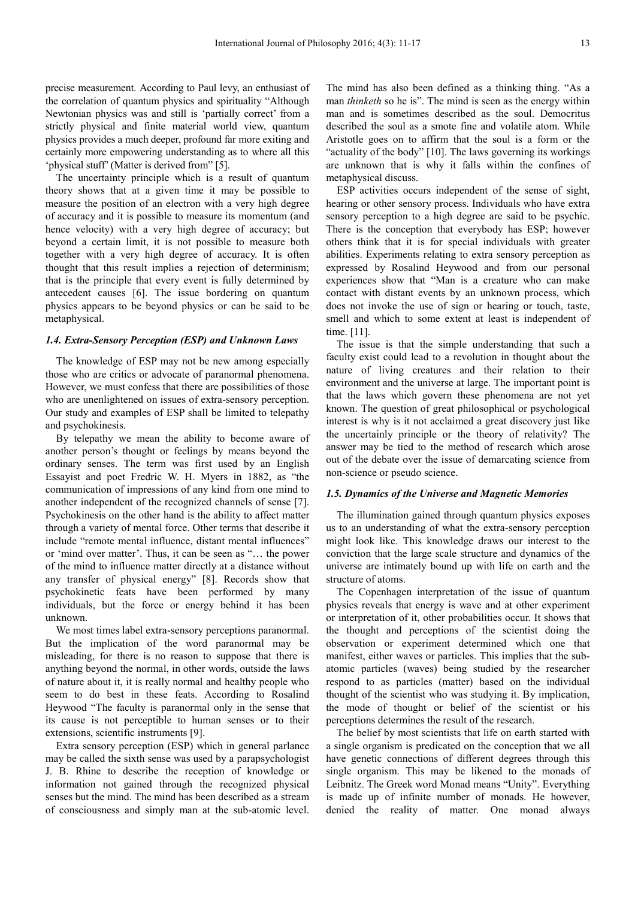precise measurement. According to Paul levy, an enthusiast of the correlation of quantum physics and spirituality "Although Newtonian physics was and still is 'partially correct' from a strictly physical and finite material world view, quantum physics provides a much deeper, profound far more exiting and certainly more empowering understanding as to where all this 'physical stuff' (Matter is derived from" [5].

The uncertainty principle which is a result of quantum theory shows that at a given time it may be possible to measure the position of an electron with a very high degree of accuracy and it is possible to measure its momentum (and hence velocity) with a very high degree of accuracy; but beyond a certain limit, it is not possible to measure both together with a very high degree of accuracy. It is often thought that this result implies a rejection of determinism; that is the principle that every event is fully determined by antecedent causes [6]. The issue bordering on quantum physics appears to be beyond physics or can be said to be metaphysical.

### *1.4. Extra-Sensory Perception (ESP) and Unknown Laws*

The knowledge of ESP may not be new among especially those who are critics or advocate of paranormal phenomena. However, we must confess that there are possibilities of those who are unenlightened on issues of extra-sensory perception. Our study and examples of ESP shall be limited to telepathy and psychokinesis.

By telepathy we mean the ability to become aware of another person's thought or feelings by means beyond the ordinary senses. The term was first used by an English Essayist and poet Fredric W. H. Myers in 1882, as "the communication of impressions of any kind from one mind to another independent of the recognized channels of sense [7]. Psychokinesis on the other hand is the ability to affect matter through a variety of mental force. Other terms that describe it include "remote mental influence, distant mental influences" or 'mind over matter'. Thus, it can be seen as "… the power of the mind to influence matter directly at a distance without any transfer of physical energy" [8]. Records show that psychokinetic feats have been performed by many individuals, but the force or energy behind it has been unknown.

We most times label extra-sensory perceptions paranormal. But the implication of the word paranormal may be misleading, for there is no reason to suppose that there is anything beyond the normal, in other words, outside the laws of nature about it, it is really normal and healthy people who seem to do best in these feats. According to Rosalind Heywood "The faculty is paranormal only in the sense that its cause is not perceptible to human senses or to their extensions, scientific instruments [9].

Extra sensory perception (ESP) which in general parlance may be called the sixth sense was used by a parapsychologist J. B. Rhine to describe the reception of knowledge or information not gained through the recognized physical senses but the mind. The mind has been described as a stream of consciousness and simply man at the sub-atomic level. The mind has also been defined as a thinking thing. "As a man *thinketh* so he is". The mind is seen as the energy within man and is sometimes described as the soul. Democritus described the soul as a smote fine and volatile atom. While Aristotle goes on to affirm that the soul is a form or the "actuality of the body" [10]. The laws governing its workings are unknown that is why it falls within the confines of metaphysical discuss.

ESP activities occurs independent of the sense of sight, hearing or other sensory process. Individuals who have extra sensory perception to a high degree are said to be psychic. There is the conception that everybody has ESP; however others think that it is for special individuals with greater abilities. Experiments relating to extra sensory perception as expressed by Rosalind Heywood and from our personal experiences show that "Man is a creature who can make contact with distant events by an unknown process, which does not invoke the use of sign or hearing or touch, taste, smell and which to some extent at least is independent of time. [11].

The issue is that the simple understanding that such a faculty exist could lead to a revolution in thought about the nature of living creatures and their relation to their environment and the universe at large. The important point is that the laws which govern these phenomena are not yet known. The question of great philosophical or psychological interest is why is it not acclaimed a great discovery just like the uncertainly principle or the theory of relativity? The answer may be tied to the method of research which arose out of the debate over the issue of demarcating science from non-science or pseudo science.

### *1.5. Dynamics of the Universe and Magnetic Memories*

The illumination gained through quantum physics exposes us to an understanding of what the extra-sensory perception might look like. This knowledge draws our interest to the conviction that the large scale structure and dynamics of the universe are intimately bound up with life on earth and the structure of atoms.

The Copenhagen interpretation of the issue of quantum physics reveals that energy is wave and at other experiment or interpretation of it, other probabilities occur. It shows that the thought and perceptions of the scientist doing the observation or experiment determined which one that manifest, either waves or particles. This implies that the sub-atomic particles (waves) being studied by the researcher respond to as particles (matter) based on the individual thought of the scientist who was studying it. By implication, the mode of thought or belief of the scientist or his perceptions determines the result of the research.

The belief by most scientists that life on earth started with a single organism is predicated on the conception that we all have genetic connections of different degrees through this single organism. This may be likened to the monads of Leibnitz. The Greek word Monad means "Unity". Everything is made up of infinite number of monads. He however, denied the reality of matter. One monad always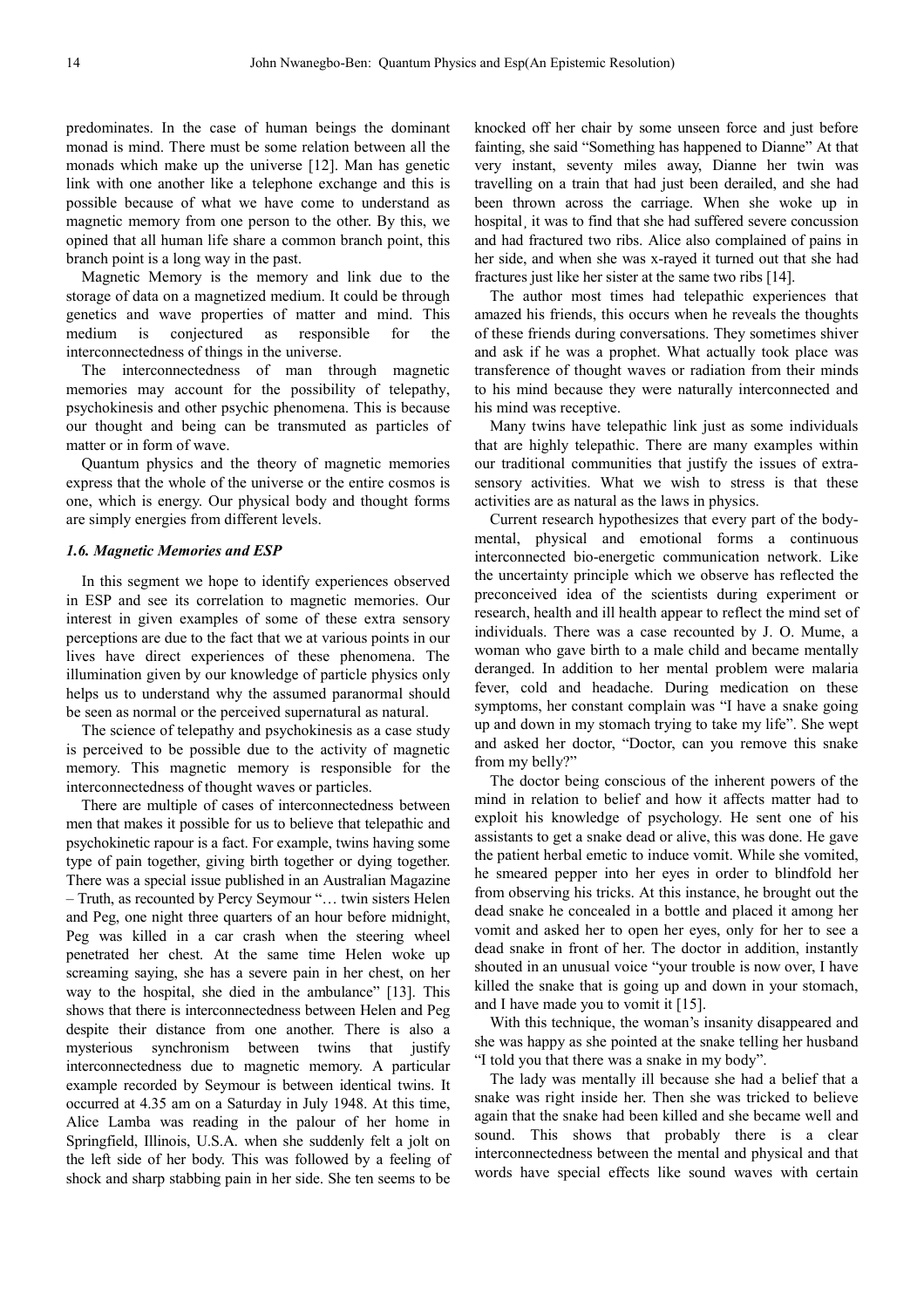predominates. In the case of human beings the dominant monad is mind. There must be some relation between all the monads which make up the universe [12]. Man has genetic link with one another like a telephone exchange and this is possible because of what we have come to understand as magnetic memory from one person to the other. By this, we opined that all human life share a common branch point, this branch point is a long way in the past.

Magnetic Memory is the memory and link due to the storage of data on a magnetized medium. It could be through genetics and wave properties of matter and mind. This medium is conjectured as responsible for the interconnectedness of things in the universe.

The interconnectedness of man through magnetic memories may account for the possibility of telepathy, psychokinesis and other psychic phenomena. This is because our thought and being can be transmuted as particles of matter or in form of wave.

Quantum physics and the theory of magnetic memories express that the whole of the universe or the entire cosmos is one, which is energy. Our physical body and thought forms are simply energies from different levels.

### *1.6. Magnetic Memories and ESP*

In this segment we hope to identify experiences observed in ESP and see its correlation to magnetic memories. Our interest in given examples of some of these extra sensory perceptions are due to the fact that we at various points in our lives have direct experiences of these phenomena. The illumination given by our knowledge of particle physics only helps us to understand why the assumed paranormal should be seen as normal or the perceived supernatural as natural.

The science of telepathy and psychokinesis as a case study is perceived to be possible due to the activity of magnetic memory. This magnetic memory is responsible for the interconnectedness of thought waves or particles.

There are multiple of cases of interconnectedness between men that makes it possible for us to believe that telepathic and psychokinetic rapour is a fact. For example, twins having some type of pain together, giving birth together or dying together. There was a special issue published in an Australian Magazine – Truth, as recounted by Percy Seymour "… twin sisters Helen and Peg, one night three quarters of an hour before midnight, Peg was killed in a car crash when the steering wheel penetrated her chest. At the same time Helen woke up screaming saying, she has a severe pain in her chest, on her way to the hospital, she died in the ambulance" [13]. This shows that there is interconnectedness between Helen and Peg despite their distance from one another. There is also a mysterious synchronism between twins that justify interconnectedness due to magnetic memory. A particular example recorded by Seymour is between identical twins. It occurred at 4.35 am on a Saturday in July 1948. At this time, Alice Lamba was reading in the palour of her home in Springfield, Illinois, U.S.A. when she suddenly felt a jolt on the left side of her body. This was followed by a feeling of shock and sharp stabbing pain in her side. She ten seems to be knocked off her chair by some unseen force and just before fainting, she said "Something has happened to Dianne" At that very instant, seventy miles away, Dianne her twin was travelling on a train that had just been derailed, and she had been thrown across the carriage. When she woke up in hospital¸ it was to find that she had suffered severe concussion and had fractured two ribs. Alice also complained of pains in her side, and when she was x-rayed it turned out that she had fractures just like her sister at the same two ribs [14].

The author most times had telepathic experiences that amazed his friends, this occurs when he reveals the thoughts of these friends during conversations. They sometimes shiver and ask if he was a prophet. What actually took place was transference of thought waves or radiation from their minds to his mind because they were naturally interconnected and his mind was receptive.

Many twins have telepathic link just as some individuals that are highly telepathic. There are many examples within our traditional communities that justify the issues of extra-sensory activities. What we wish to stress is that these activities are as natural as the laws in physics.

Current research hypothesizes that every part of the body-mental, physical and emotional forms a continuous interconnected bio-energetic communication network. Like the uncertainty principle which we observe has reflected the preconceived idea of the scientists during experiment or research, health and ill health appear to reflect the mind set of individuals. There was a case recounted by J. O. Mume, a woman who gave birth to a male child and became mentally deranged. In addition to her mental problem were malaria fever, cold and headache. During medication on these symptoms, her constant complain was "I have a snake going up and down in my stomach trying to take my life". She wept and asked her doctor, "Doctor, can you remove this snake from my belly?"

The doctor being conscious of the inherent powers of the mind in relation to belief and how it affects matter had to exploit his knowledge of psychology. He sent one of his assistants to get a snake dead or alive, this was done. He gave the patient herbal emetic to induce vomit. While she vomited, he smeared pepper into her eyes in order to blindfold her from observing his tricks. At this instance, he brought out the dead snake he concealed in a bottle and placed it among her vomit and asked her to open her eyes, only for her to see a dead snake in front of her. The doctor in addition, instantly shouted in an unusual voice "your trouble is now over, I have killed the snake that is going up and down in your stomach, and I have made you to vomit it [15].

With this technique, the woman's insanity disappeared and she was happy as she pointed at the snake telling her husband "I told you that there was a snake in my body".

The lady was mentally ill because she had a belief that a snake was right inside her. Then she was tricked to believe again that the snake had been killed and she became well and sound. This shows that probably there is a clear interconnectedness between the mental and physical and that words have special effects like sound waves with certain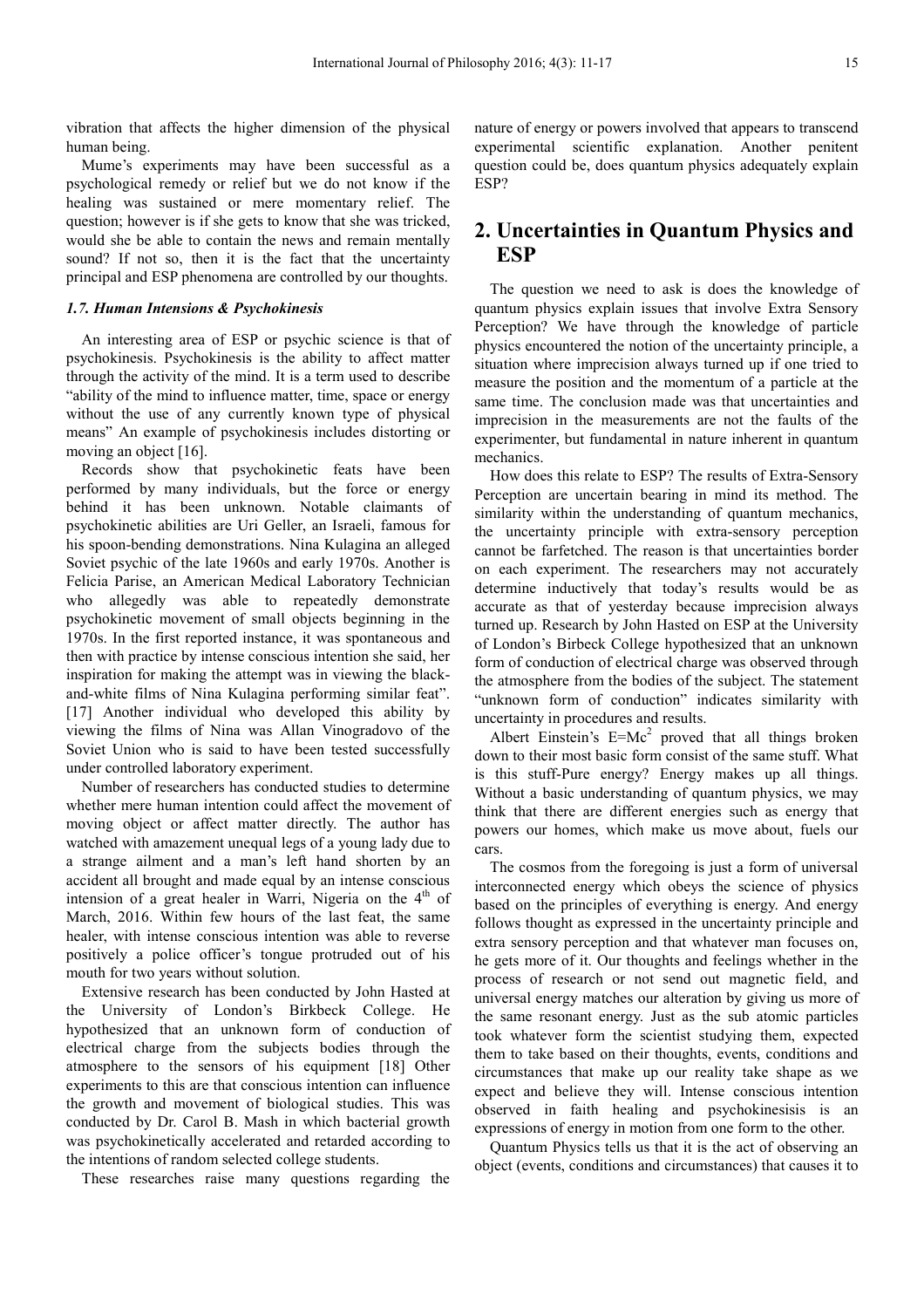vibration that affects the higher dimension of the physical human being.

Mume's experiments may have been successful as a psychological remedy or relief but we do not know if the healing was sustained or mere momentary relief. The question; however is if she gets to know that she was tricked, would she be able to contain the news and remain mentally sound? If not so, then it is the fact that the uncertainty principal and ESP phenomena are controlled by our thoughts.

### *1.7. Human Intensions & Psychokinesis*

An interesting area of ESP or psychic science is that of psychokinesis. Psychokinesis is the ability to affect matter through the activity of the mind. It is a term used to describe "ability of the mind to influence matter, time, space or energy without the use of any currently known type of physical means" An example of psychokinesis includes distorting or moving an object [16].

Records show that psychokinetic feats have been performed by many individuals, but the force or energy behind it has been unknown. Notable claimants of psychokinetic abilities are Uri Geller, an Israeli, famous for his spoon-bending demonstrations. Nina Kulagina an alleged Soviet psychic of the late 1960s and early 1970s. Another is Felicia Parise, an American Medical Laboratory Technician who allegedly was able to repeatedly demonstrate psychokinetic movement of small objects beginning in the 1970s. In the first reported instance, it was spontaneous and then with practice by intense conscious intention she said, her inspiration for making the attempt was in viewing the black-and-white films of Nina Kulagina performing similar feat". [17] Another individual who developed this ability by viewing the films of Nina was Allan Vinogradovo of the Soviet Union who is said to have been tested successfully under controlled laboratory experiment.

Number of researchers has conducted studies to determine whether mere human intention could affect the movement of moving object or affect matter directly. The author has watched with amazement unequal legs of a young lady due to a strange ailment and a man's left hand shorten by an accident all brought and made equal by an intense conscious intension of a great healer in Warri, Nigeria on the 4th of March, 2016. Within few hours of the last feat, the same healer, with intense conscious intention was able to reverse positively a police officer's tongue protruded out of his mouth for two years without solution.

Extensive research has been conducted by John Hasted at the University of London's Birkbeck College. He hypothesized that an unknown form of conduction of electrical charge from the subjects bodies through the atmosphere to the sensors of his equipment [18] Other experiments to this are that conscious intention can influence the growth and movement of biological studies. This was conducted by Dr. Carol B. Mash in which bacterial growth was psychokinetically accelerated and retarded according to the intentions of random selected college students.

These researches raise many questions regarding the nature of energy or powers involved that appears to transcend experimental scientific explanation. Another penitent question could be, does quantum physics adequately explain ESP?

## 2. Uncertainties in Quantum Physics and ESP

The question we need to ask is does the knowledge of quantum physics explain issues that involve Extra Sensory Perception? We have through the knowledge of particle physics encountered the notion of the uncertainty principle, a situation where imprecision always turned up if one tried to measure the position and the momentum of a particle at the same time. The conclusion made was that uncertainties and imprecision in the measurements are not the faults of the experimenter, but fundamental in nature inherent in quantum mechanics.

How does this relate to ESP? The results of Extra-Sensory Perception are uncertain bearing in mind its method. The similarity within the understanding of quantum mechanics, the uncertainty principle with extra-sensory perception cannot be farfetched. The reason is that uncertainties border on each experiment. The researchers may not accurately determine inductively that today's results would be as accurate as that of yesterday because imprecision always turned up. Research by John Hasted on ESP at the University of London's Birbeck College hypothesized that an unknown form of conduction of electrical charge was observed through the atmosphere from the bodies of the subject. The statement "unknown form of conduction" indicates similarity with uncertainty in procedures and results.

Albert Einstein's $E=Mc^2$ proved that all things broken down to their most basic form consist of the same stuff. What is this stuff-Pure energy? Energy makes up all things. Without a basic understanding of quantum physics, we may think that there are different energies such as energy that powers our homes, which make us move about, fuels our cars.

The cosmos from the foregoing is just a form of universal interconnected energy which obeys the science of physics based on the principles of everything is energy. And energy follows thought as expressed in the uncertainty principle and extra sensory perception and that whatever man focuses on, he gets more of it. Our thoughts and feelings whether in the process of research or not send out magnetic field, and universal energy matches our alteration by giving us more of the same resonant energy. Just as the sub atomic particles took whatever form the scientist studying them, expected them to take based on their thoughts, events, conditions and circumstances that make up our reality take shape as we expect and believe they will. Intense conscious intention observed in faith healing and psychokinesisis is an expressions of energy in motion from one form to the other.

Quantum Physics tells us that it is the act of observing an object (events, conditions and circumstances) that causes it to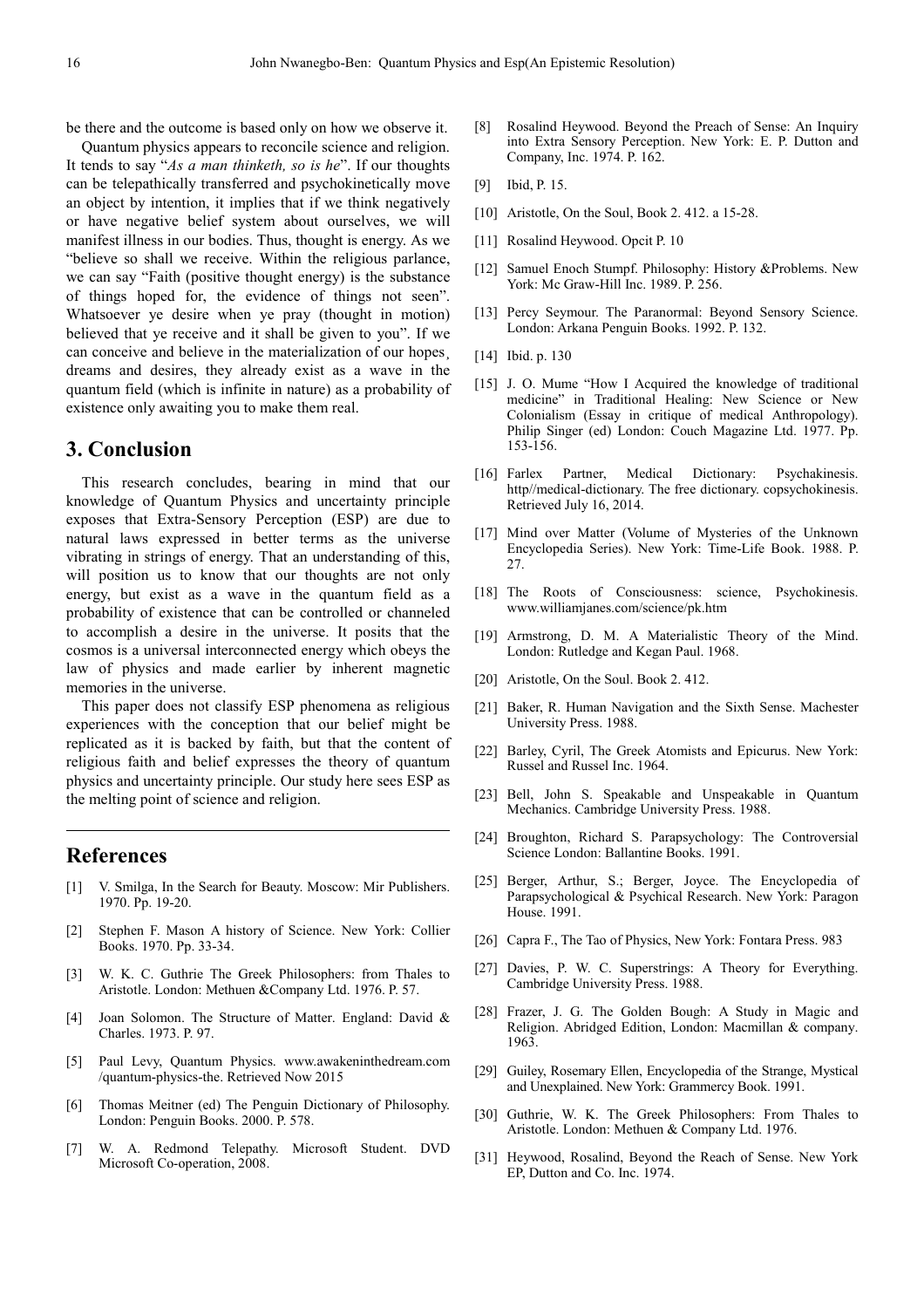be there and the outcome is based only on how we observe it.

Quantum physics appears to reconcile science and religion. It tends to say "*As a man thinketh, so is he*". If our thoughts can be telepathically transferred and psychokinetically move an object by intention, it implies that if we think negatively or have negative belief system about ourselves, we will manifest illness in our bodies. Thus, thought is energy. As we "believe so shall we receive. Within the religious parlance, we can say "Faith (positive thought energy) is the substance of things hoped for, the evidence of things not seen". Whatsoever ye desire when ye pray (thought in motion) believed that ye receive and it shall be given to you". If we can conceive and believe in the materialization of our hopes¸ dreams and desires, they already exist as a wave in the quantum field (which is infinite in nature) as a probability of existence only awaiting you to make them real.

## 3. Conclusion

This research concludes, bearing in mind that our knowledge of Quantum Physics and uncertainty principle exposes that Extra-Sensory Perception (ESP) are due to natural laws expressed in better terms as the universe vibrating in strings of energy. That an understanding of this, will position us to know that our thoughts are not only energy, but exist as a wave in the quantum field as a probability of existence that can be controlled or channeled to accomplish a desire in the universe. It posits that the cosmos is a universal interconnected energy which obeys the law of physics and made earlier by inherent magnetic memories in the universe.

This paper does not classify ESP phenomena as religious experiences with the conception that our belief might be replicated as it is backed by faith, but that the content of religious faith and belief expresses the theory of quantum physics and uncertainty principle. Our study here sees ESP as the melting point of science and religion.

## References

[1] V. Smilga, In the Search for Beauty. Moscow: Mir Publishers. 1970. Pp. 19-20.

[2] Stephen F. Mason A history of Science. New York: Collier Books. 1970. Pp. 33-34.

[3] W. K. C. Guthrie The Greek Philosophers: from Thales to Aristotle. London: Methuen &Company Ltd. 1976. P. 57.

[4] Joan Solomon. The Structure of Matter. England: David & Charles. 1973. P. 97.

[5] Paul Levy, Quantum Physics. www.awakeninthedream.com /quantum-physics-the. Retrieved Now 2015

[6] Thomas Meitner (ed) The Penguin Dictionary of Philosophy. London: Penguin Books. 2000. P. 578.

[7] W. A. Redmond Telepathy. Microsoft Student. DVD Microsoft Co-operation, 2008.

[8] Rosalind Heywood. Beyond the Preach of Sense: An Inquiry into Extra Sensory Perception. New York: E. P. Dutton and Company, Inc. 1974. P. 162.

[9] Ibid, P. 15.

[10] Aristotle, On the Soul, Book 2. 412. a 15-28.

[11] Rosalind Heywood. Opcit P. 10

[12] Samuel Enoch Stumpf. Philosophy: History &Problems. New York: Mc Graw-Hill Inc. 1989. P. 256.

[13] Percy Seymour. The Paranormal: Beyond Sensory Science. London: Arkana Penguin Books. 1992. P. 132.

[14] Ibid. p. 130

[15] J. O. Mume "How I Acquired the knowledge of traditional medicine" in Traditional Healing: New Science or New Colonialism (Essay in critique of medical Anthropology). Philip Singer (ed) London: Couch Magazine Ltd. 1977. Pp. 153-156.

[16] Farlex Partner, Medical Dictionary: Psychakinesis. http//medical-dictionary. The free dictionary. copsychokinesis. Retrieved July 16, 2014.

[17] Mind over Matter (Volume of Mysteries of the Unknown Encyclopedia Series). New York: Time-Life Book. 1988. P. 27.

[18] The Roots of Consciousness: science, Psychokinesis. www.williamjanes.com/science/pk.htm

[19] Armstrong, D. M. A Materialistic Theory of the Mind. London: Rutledge and Kegan Paul. 1968.

[20] Aristotle, On the Soul. Book 2. 412.

[21] Baker, R. Human Navigation and the Sixth Sense. Machester University Press. 1988.

[22] Barley, Cyril, The Greek Atomists and Epicurus. New York: Russel and Russel Inc. 1964.

[23] Bell, John S. Speakable and Unspeakable in Quantum Mechanics. Cambridge University Press. 1988.

[24] Broughton, Richard S. Parapsychology: The Controversial Science London: Ballantine Books. 1991.

[25] Berger, Arthur, S.; Berger, Joyce. The Encyclopedia of Parapsychological & Psychical Research. New York: Paragon House. 1991.

[26] Capra F., The Tao of Physics, New York: Fontara Press. 983

[27] Davies, P. W. C. Superstrings: A Theory for Everything. Cambridge University Press. 1988.

[28] Frazer, J. G. The Golden Bough: A Study in Magic and Religion. Abridged Edition, London: Macmillan & company. 1963.

[29] Guiley, Rosemary Ellen, Encyclopedia of the Strange, Mystical and Unexplained. New York: Grammercy Book. 1991.

[30] Guthrie, W. K. The Greek Philosophers: From Thales to Aristotle. London: Methuen & Company Ltd. 1976.

[31] Heywood, Rosalind, Beyond the Reach of Sense. New York EP, Dutton and Co. Inc. 1974.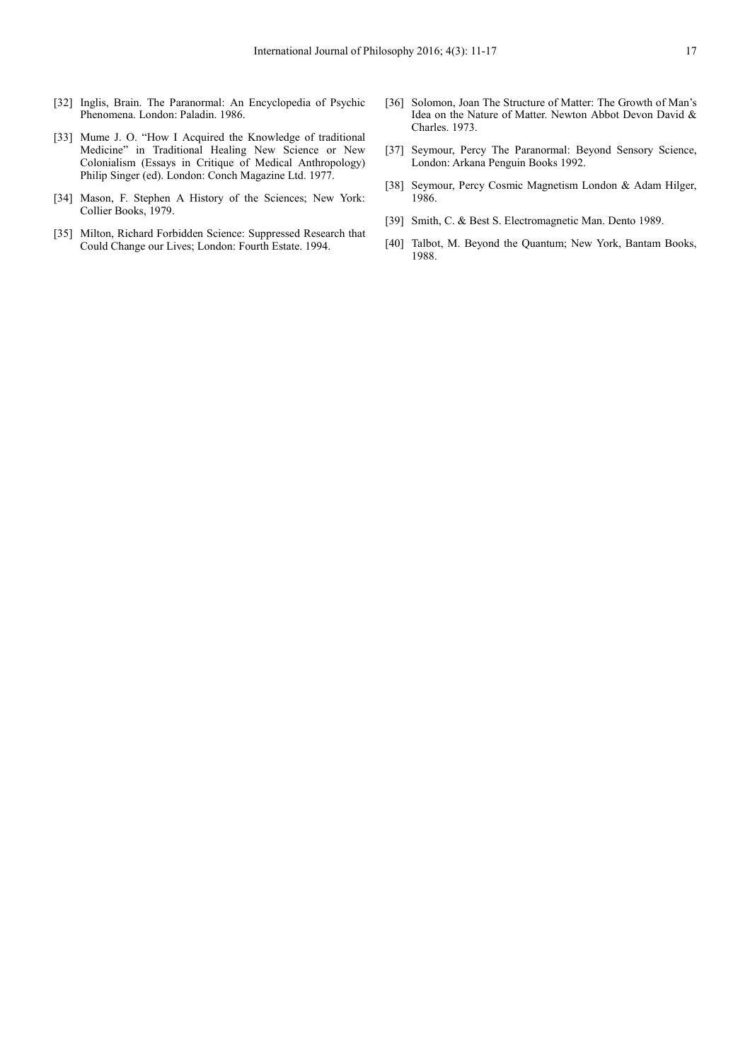[32] Inglis, Brain. The Paranormal: An Encyclopedia of Psychic Phenomena. London: Paladin. 1986.

[33] Mume J. O. "How I Acquired the Knowledge of traditional Medicine" in Traditional Healing New Science or New Colonialism (Essays in Critique of Medical Anthropology) Philip Singer (ed). London: Conch Magazine Ltd. 1977.

[34] Mason, F. Stephen A History of the Sciences; New York: Collier Books, 1979.

[35] Milton, Richard Forbidden Science: Suppressed Research that Could Change our Lives; London: Fourth Estate. 1994.

[36] Solomon, Joan The Structure of Matter: The Growth of Man's Idea on the Nature of Matter. Newton Abbot Devon David & Charles. 1973.

[37] Seymour, Percy The Paranormal: Beyond Sensory Science, London: Arkana Penguin Books 1992.

[38] Seymour, Percy Cosmic Magnetism London & Adam Hilger, 1986.

[39] Smith, C. & Best S. Electromagnetic Man. Dento 1989.

[40] Talbot, M. Beyond the Quantum; New York, Bantam Books, 1988.